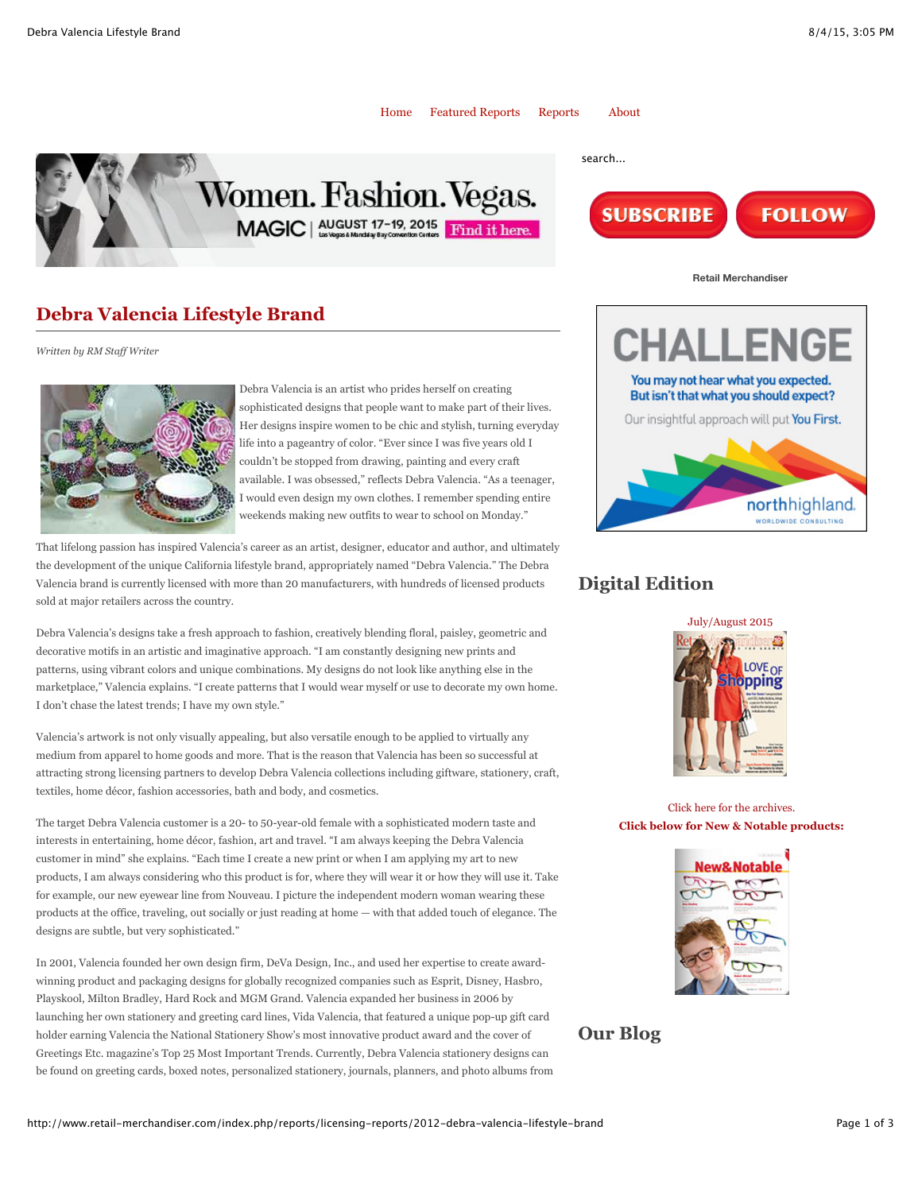Home Featured Reports Reports About

search...

Retail Merchandiser

# Debra Valencia Lifestyle Brand

*Written by RM Staff Writer*

Debra Valencia is an artist who prides herself on creating sophisticated designs that people want to make part of their lives. Her designs inspire women to be chic and stylish, turning everyday life into a pageantry of color. "Ever since I was five years old I couldn't be stopped from drawing, painting and every craft available. I was obsessed," reflects Debra Valencia. "As a teenager, I would even design my own clothes. I remember spending entire weekends making new outfits to wear to school on Monday."

That lifelong passion has inspired Valencia's career as an artist, designer, educator and author, and ultimately the development of the unique California lifestyle brand, appropriately named "Debra Valencia." The Debra Valencia brand is currently licensed with more than 20 manufacturers, with hundreds of licensed products sold at major retailers across the country.

Debra Valencia's designs take a fresh approach to fashion, creatively blending floral, paisley, geometric and decorative motifs in an artistic and imaginative approach. "I am constantly designing new prints and patterns, using vibrant colors and unique combinations. My designs do not look like anything else in the marketplace," Valencia explains. "I create patterns that I would wear myself or use to decorate my own home. I don't chase the latest trends; I have my own style."

Valencia's artwork is not only visually appealing, but also versatile enough to be applied to virtually any medium from apparel to home goods and more. That is the reason that Valencia has been so successful at attracting strong licensing partners to develop Debra Valencia collections including giftware, stationery, craft, textiles, home décor, fashion accessories, bath and body, and cosmetics.

The target Debra Valencia customer is a 20- to 50-year-old female with a sophisticated modern taste and interests in entertaining, home décor, fashion, art and travel. "I am always keeping the Debra Valencia customer in mind" she explains. "Each time I create a new print or when I am applying my art to new products, I am always considering who this product is for, where they will wear it or how they will use it. Take for example, our new eyewear line from Nouveau. I picture the independent modern woman wearing these products at the office, traveling, out socially or just reading at home — with that added touch of elegance. The designs are subtle, but very sophisticated."

In 2001, Valencia founded her own design firm, DeVa Design, Inc., and used her expertise to create award-winning product and packaging designs for globally recognized companies such as Esprit, Disney, Hasbro, Playskool, Milton Bradley, Hard Rock and MGM Grand. Valencia expanded her business in 2006 by launching her own stationery and greeting card lines, Vida Valencia, that featured a unique pop-up gift card holder earning Valencia the National Stationery Show's most innovative product award and the cover of Greetings Etc. magazine's Top 25 Most Important Trends. Currently, Debra Valencia stationery designs can be found on greeting cards, boxed notes, personalized stationery, journals, planners, and photo albums from

## Digital Edition

July/August 2015

Click here for the archives.

**Click below for New & Notable products:**

## Our Blog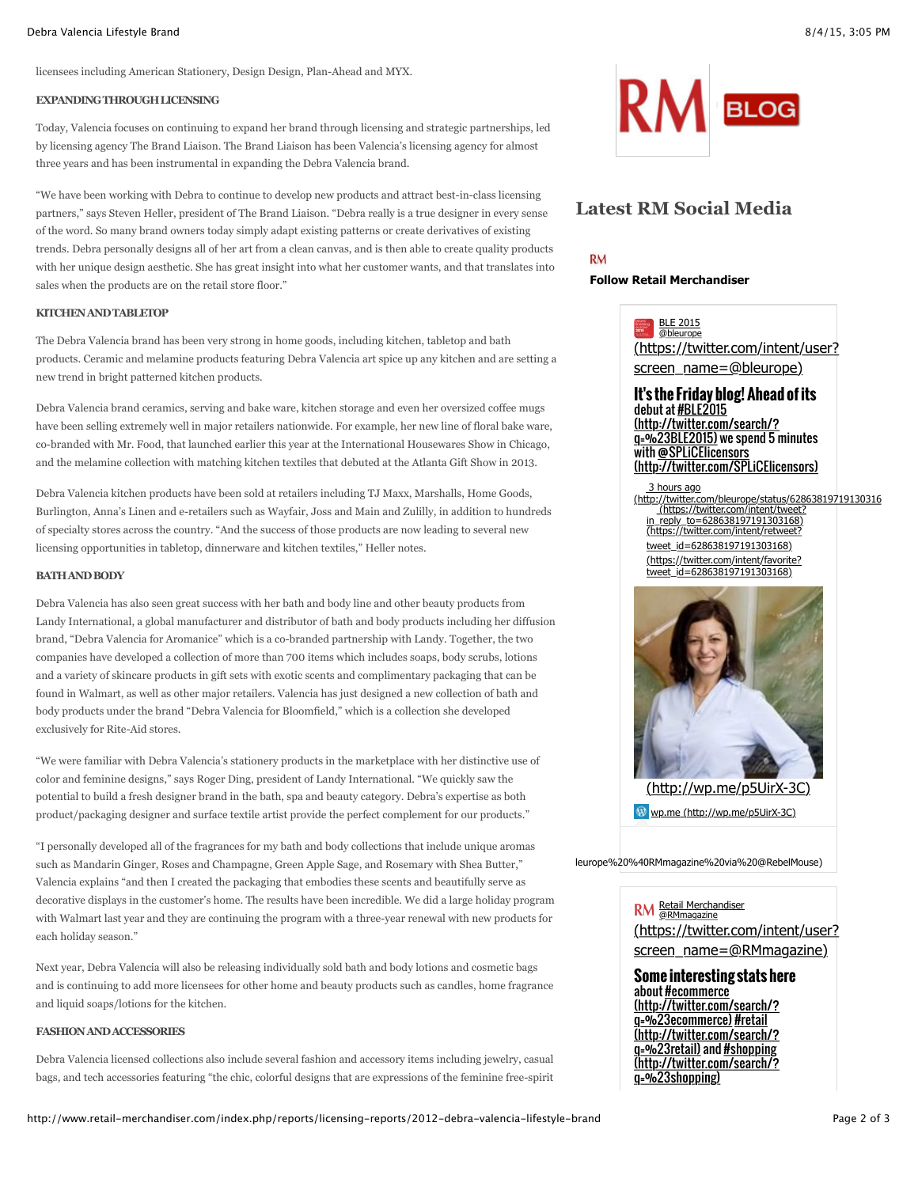licensees including American Stationery, Design Design, Plan-Ahead and MYX.

### EXPANDING THROUGH LICENSING

Today, Valencia focuses on continuing to expand her brand through licensing and strategic partnerships, led by licensing agency The Brand Liaison. The Brand Liaison has been Valencia's licensing agency for almost three years and has been instrumental in expanding the Debra Valencia brand.

"We have been working with Debra to continue to develop new products and attract best-in-class licensing partners," says Steven Heller, president of The Brand Liaison. "Debra really is a true designer in every sense of the word. So many brand owners today simply adapt existing patterns or create derivatives of existing trends. Debra personally designs all of her art from a clean canvas, and is then able to create quality products with her unique design aesthetic. She has great insight into what her customer wants, and that translates into sales when the products are on the retail store floor."

### KITCHEN AND TABLETOP

The Debra Valencia brand has been very strong in home goods, including kitchen, tabletop and bath products. Ceramic and melamine products featuring Debra Valencia art spice up any kitchen and are setting a new trend in bright patterned kitchen products.

Debra Valencia brand ceramics, serving and bake ware, kitchen storage and even her oversized coffee mugs have been selling extremely well in major retailers nationwide. For example, her new line of floral bake ware, co-branded with Mr. Food, that launched earlier this year at the International Housewares Show in Chicago, and the melamine collection with matching kitchen textiles that debuted at the Atlanta Gift Show in 2013.

Debra Valencia kitchen products have been sold at retailers including TJ Maxx, Marshalls, Home Goods, Burlington, Anna's Linen and e-retailers such as Wayfair, Joss and Main and Zulilly, in addition to hundreds of specialty stores across the country. "And the success of those products are now leading to several new licensing opportunities in tabletop, dinnerware and kitchen textiles," Heller notes.

### BATH AND BODY

Debra Valencia has also seen great success with her bath and body line and other beauty products from Landy International, a global manufacturer and distributor of bath and body products including her diffusion brand, "Debra Valencia for Aromanice" which is a co-branded partnership with Landy. Together, the two companies have developed a collection of more than 700 items which includes soaps, body scrubs, lotions and a variety of skincare products in gift sets with exotic scents and complimentary packaging that can be found in Walmart, as well as other major retailers. Valencia has just designed a new collection of bath and body products under the brand "Debra Valencia for Bloomfield," which is a collection she developed exclusively for Rite-Aid stores.

"We were familiar with Debra Valencia's stationery products in the marketplace with her distinctive use of color and feminine designs," says Roger Ding, president of Landy International. "We quickly saw the potential to build a fresh designer brand in the bath, spa and beauty category. Debra's expertise as both product/packaging designer and surface textile artist provide the perfect complement for our products."

"I personally developed all of the fragrances for my bath and body collections that include unique aromas such as Mandarin Ginger, Roses and Champagne, Green Apple Sage, and Rosemary with Shea Butter," Valencia explains "and then I created the packaging that embodies these scents and beautifully serve as decorative displays in the customer's home. The results have been incredible. We did a large holiday program with Walmart last year and they are continuing the program with a three-year renewal with new products for each holiday season."

Next year, Debra Valencia will also be releasing individually sold bath and body lotions and cosmetic bags and is continuing to add more licensees for other home and beauty products such as candles, home fragrance and liquid soaps/lotions for the kitchen.

### FASHION AND ACCESSORIES

Debra Valencia licensed collections also include several fashion and accessory items including jewelry, casual bags, and tech accessories featuring "the chic, colorful designs that are expressions of the feminine free-spirit

RM BLOG

## Latest RM Social Media

RM

**Follow Retail Merchandiser**

BLE 2015
@bleurope
(https://twitter.com/intent/user?screen_name=@bleurope)

**It's the Friday blog! Ahead of its** debut at #BLE2015 (http://twitter.com/search/?q=%23BLE2015) we spend 5 minutes with @SPLiCElicensors (https://twitter.com/SPLiCElicensors)

3 hours ago (http://twitter.com/bleurope/status/62863819719130316 (https://twitter.com/intent/tweet?in_reply_to=628638197191303168) (https://twitter.com/intent/retweet?tweet_id=628638197191303168) (https://twitter.com/intent/favorite?tweet_id=628638197191303168)

(http://wp.me/p5UirX-3C)

wp.me (http://wp.me/p5UirX-3C)

leurope%20%40RMmagazine%20via%20@RebelMouse)

RM Retail Merchandiser
@RMmagazine
(https://twitter.com/intent/user?screen_name=@RMmagazine)

**Some interesting stats here** about #ecommerce (http://twitter.com/search/?q=%23ecommerce) #retail (http://twitter.com/search/?q=%23retail) and #shopping (http://twitter.com/search/?q=%23shopping)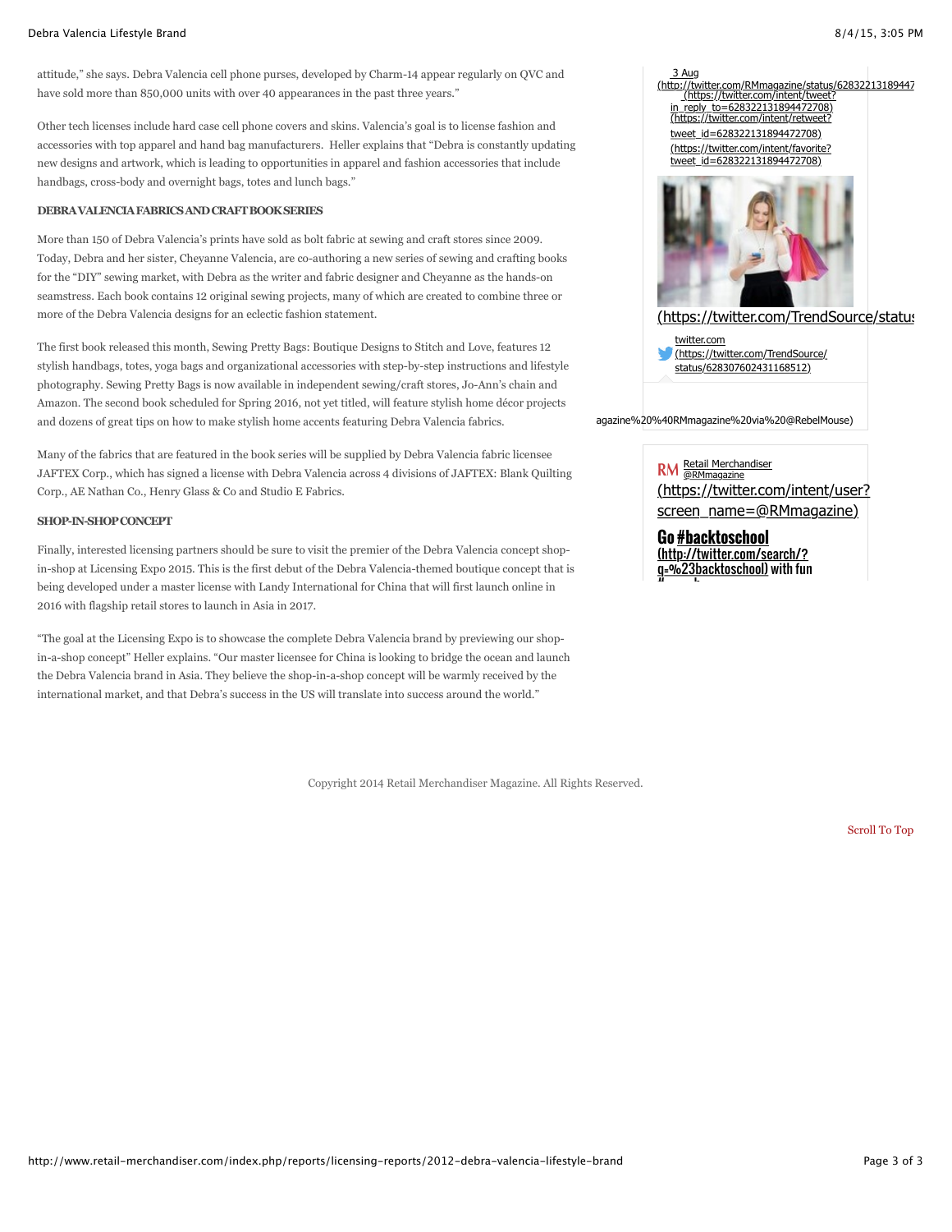attitude," she says. Debra Valencia cell phone purses, developed by Charm-14 appear regularly on QVC and have sold more than 850,000 units with over 40 appearances in the past three years."

Other tech licenses include hard case cell phone covers and skins. Valencia's goal is to license fashion and accessories with top apparel and hand bag manufacturers. Heller explains that "Debra is constantly updating new designs and artwork, which is leading to opportunities in apparel and fashion accessories that include handbags, cross-body and overnight bags, totes and lunch bags."

**DEBRA VALENCIA FABRICS AND CRAFT BOOK SERIES**

More than 150 of Debra Valencia's prints have sold as bolt fabric at sewing and craft stores since 2009. Today, Debra and her sister, Cheyanne Valencia, are co-authoring a new series of sewing and crafting books for the "DIY" sewing market, with Debra as the writer and fabric designer and Cheyanne as the hands-on seamstress. Each book contains 12 original sewing projects, many of which are created to combine three or more of the Debra Valencia designs for an eclectic fashion statement.

The first book released this month, Sewing Pretty Bags: Boutique Designs to Stitch and Love, features 12 stylish handbags, totes, yoga bags and organizational accessories with step-by-step instructions and lifestyle photography. Sewing Pretty Bags is now available in independent sewing/craft stores, Jo-Ann's chain and Amazon. The second book scheduled for Spring 2016, not yet titled, will feature stylish home décor projects and dozens of great tips on how to make stylish home accents featuring Debra Valencia fabrics.

Many of the fabrics that are featured in the book series will be supplied by Debra Valencia fabric licensee JAFTEX Corp., which has signed a license with Debra Valencia across 4 divisions of JAFTEX: Blank Quilting Corp., AE Nathan Co., Henry Glass & Co and Studio E Fabrics.

**SHOP-IN-SHOP CONCEPT**

Finally, interested licensing partners should be sure to visit the premier of the Debra Valencia concept shop-in-shop at Licensing Expo 2015. This is the first debut of the Debra Valencia-themed boutique concept that is being developed under a master license with Landy International for China that will first launch online in 2016 with flagship retail stores to launch in Asia in 2017.

"The goal at the Licensing Expo is to showcase the complete Debra Valencia brand by previewing our shop-in-a-shop concept" Heller explains. "Our master licensee for China is looking to bridge the ocean and launch the Debra Valencia brand in Asia. They believe the shop-in-a-shop concept will be warmly received by the international market, and that Debra's success in the US will translate into success around the world."

3 Aug
(http://twitter.com/RMmagazine/status/62832213189447
(https://twitter.com/intent/tweet?in_reply_to=628322131894472708)
(https://twitter.com/intent/retweet?tweet_id=628322131894472708)
(https://twitter.com/intent/favorite?tweet_id=628322131894472708)

(https://twitter.com/TrendSource/status

twitter.com
(https://twitter.com/TrendSource/status/628307602431168512)

agazine%20%40RMmagazine%20via%20@RebelMouse)

RM Retail Merchandiser
@RMmagazine
(https://twitter.com/intent/user?screen_name=@RMmagazine)

**Go #backtoschool (http://twitter.com/search/?q=%23backtoschool) with fun**

Copyright 2014 Retail Merchandiser Magazine. All Rights Reserved.

Scroll To Top